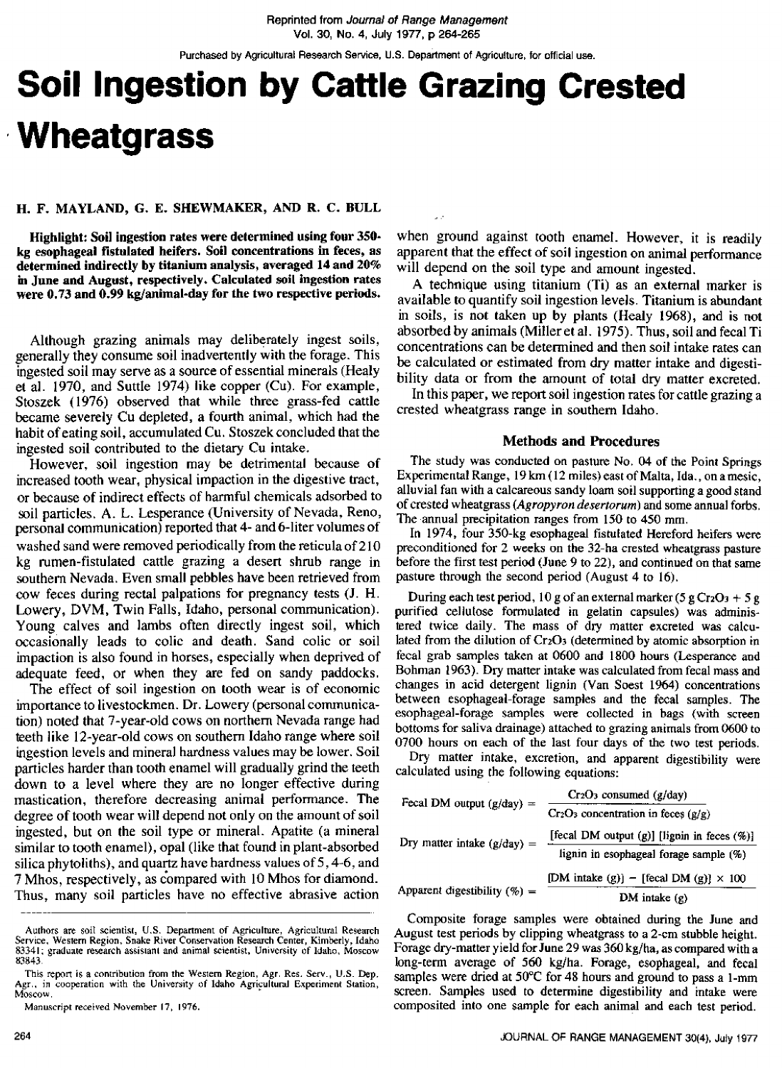Reprinted from *Journal of Range Management* Vol. 30, No. 4, July 1977, p 264-265

Purchased by Agricultural Research Service, U.S. Department of Agriculture, for official use.

# Soil Ingestion by Cattle Grazing Crested Wheatgrass

**H. F. MAYLAND, G. E. SHEWMAKER, AND R. C. BULL**

**Highlight: Soil ingestion rates were determined using four 350-kg esophageal fistulated heifers. Soil concentrations in feces, as determined indirectly by titanium analysis, averaged 14 and 20% in June and August, respectively. Calculated soil ingestion rates were 0.73 and 0.99 kg/animal-day for the two respective periods.**

Although grazing animals may deliberately ingest soils, generally they consume soil inadvertently with the forage. This ingested soil may serve as a source of essential minerals (Healy et al. 1970, and Suttle 1974) like copper (Cu). For example, Stoszek (1976) observed that while three grass-fed cattle became severely Cu depleted, a fourth animal, which had the habit of eating soil, accumulated Cu. Stoszek concluded that the ingested soil contributed to the dietary Cu intake.

However, soil ingestion may be detrimental because of increased tooth wear, physical impaction in the digestive tract, or because of indirect effects of harmful chemicals adsorbed to soil particles. A. L. Lesperance (University of Nevada, Reno, personal communication) reported that 4- and 6-liter volumes of washed sand were removed periodically from the reticula of 210 kg rumen-fistulated cattle grazing a desert shrub range in southern Nevada. Even small pebbles have been retrieved from cow feces during rectal palpations for pregnancy tests (J. H. Lowery, DVM, Twin Falls, Idaho, personal communication). Young calves and lambs often directly ingest soil, which occasionally leads to colic and death. Sand colic or soil impaction is also found in horses, especially when deprived of adequate feed, or when they are fed on sandy paddocks.

The effect of soil ingestion on tooth wear is of economic importance to livestockmen. Dr. Lowery (personal communication) noted that 7-year-old cows on northern Nevada range had teeth like 12-year-old cows on southern Idaho range where soil ingestion levels and mineral hardness values may be lower. Soil particles harder than tooth enamel will gradually grind the teeth down to a level where they are no longer effective during mastication, therefore decreasing animal performance. The degree of tooth wear will depend not only on the amount of soil ingested, but on the soil type or mineral. Apatite (a mineral similar to tooth enamel), opal (like that found in plant-absorbed silica phytoliths), and quartz have hardness values of 5, 4-6, and 7 Mhos, respectively, as compared with 10 Mhos for diamond. Thus, many soil particles have no effective abrasive action when ground against tooth enamel. However, it is readily apparent that the effect of soil ingestion on animal performance will depend on the soil type and amount ingested.

A technique using titanium (Ti) as an external marker is available to quantify soil ingestion levels. Titanium is abundant in soils, is not taken up by plants (Healy 1968), and is not absorbed by animals (Miller et al. 1975). Thus, soil and fecal Ti concentrations can be determined and then soil intake rates can be calculated or estimated from dry matter intake and digestibility data or from the amount of total dry matter excreted.

In this paper, we report soil ingestion rates for cattle grazing a crested wheatgrass range in southern Idaho.

## Methods and Procedures

The study was conducted on pasture No. 04 of the Point Springs Experimental Range, 19 km (12 miles) east of Malta, Ida., on a mesic, alluvial fan with a calcareous sandy loam soil supporting a good stand of crested wheatgrass (*Agropyron desertorum*) and some annual forbs. The annual precipitation ranges from 150 to 450 mm.

In 1974, four 350-kg esophageal fistulated Hereford heifers were preconditioned for 2 weeks on the 32-ha crested wheatgrass pasture before the first test period (June 9 to 22), and continued on that same pasture through the second period (August 4 to 16).

During each test period, 10 g of an external marker (5 g $Cr_2O_3$ + 5 g purified cellulose formulated in gelatin capsules) was administered twice daily. The mass of dry matter excreted was calculated from the dilution of $Cr_2O_3$ (determined by atomic absorption in fecal grab samples taken at 0600 and 1800 hours (Lesperance and Bohman 1963). Dry matter intake was calculated from fecal mass and changes in acid detergent lignin (Van Soest 1964) concentrations between esophageal-forage samples and the fecal samples. The esophageal-forage samples were collected in bags (with screen bottoms for saliva drainage) attached to grazing animals from 0600 to 0700 hours on each of the last four days of the two test periods.

Dry matter intake, excretion, and apparent digestibility were calculated using the following equations:

$$\text{Fecal DM output (g/day)} = \frac{Cr_2O_3 \text{ consumed (g/day)}}{Cr_2O_3 \text{ concentration in feces (g/g)}}$$

$$\text{Dry matter intake (g/day)} = \frac{[\text{fecal DM output (g)}]\ [\text{lignin in feces (\%)}]}{\text{lignin in esophageal forage sample (\%)}}$$

$$\text{Apparent digestibility (\%)} = \frac{[\text{DM intake (g)}] - [\text{fecal DM (g)}] \times 100}{\text{DM intake (g)}}$$

Composite forage samples were obtained during the June and August test periods by clipping wheatgrass to a 2-cm stubble height. Forage dry-matter yield for June 29 was 360 kg/ha, as compared with a long-term average of 560 kg/ha. Forage, esophageal, and fecal samples were dried at 50°C for 48 hours and ground to pass a 1-mm screen. Samples used to determine digestibility and intake were composited into one sample for each animal and each test period.

---

Authors are soil scientist, U.S. Department of Agriculture, Agricultural Research Service, Western Region, Snake River Conservation Research Center, Kimberly, Idaho 83341; graduate research assistant and animal scientist, University of Idaho, Moscow 83843.

This report is a contribution from the Western Region, Agr. Res. Serv., U.S. Dep. Agr., in cooperation with the University of Idaho Agricultural Experiment Station, Moscow.

Manuscript received November 17, 1976.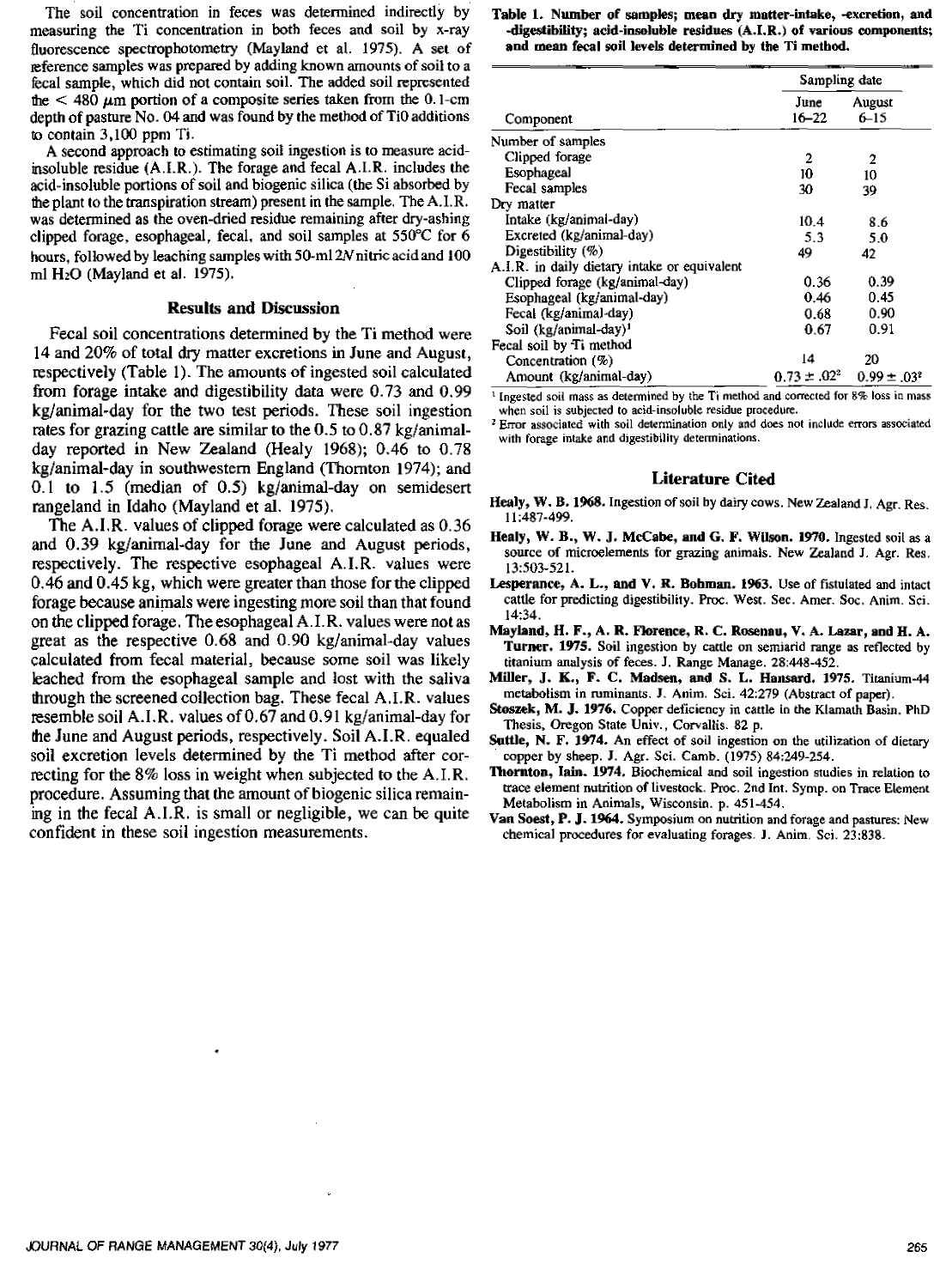The soil concentration in feces was determined indirectly by measuring the Ti concentration in both feces and soil by x-ray fluorescence spectrophotometry (Mayland et al. 1975). A set of reference samples was prepared by adding known amounts of soil to a fecal sample, which did not contain soil. The added soil represented the < 480 $\mu$m portion of a composite series taken from the 0.1-cm depth of pasture No. 04 and was found by the method of TiO additions to contain 3,100 ppm Ti.

A second approach to estimating soil ingestion is to measure acid-insoluble residue (A.I.R.). The forage and fecal A.I.R. includes the acid-insoluble portions of soil and biogenic silica (the Si absorbed by the plant to the transpiration stream) present in the sample. The A.I.R. was determined as the oven-dried residue remaining after dry-ashing clipped forage, esophageal, fecal, and soil samples at 550°C for 6 hours, followed by leaching samples with 50-ml 2*N* nitric acid and 100 ml $H_2O$ (Mayland et al. 1975).

## Results and Discussion

Fecal soil concentrations determined by the Ti method were 14 and 20% of total dry matter excretions in June and August, respectively (Table 1). The amounts of ingested soil calculated from forage intake and digestibility data were 0.73 and 0.99 kg/animal-day for the two test periods. These soil ingestion rates for grazing cattle are similar to the 0.5 to 0.87 kg/animal-day reported in New Zealand (Healy 1968); 0.46 to 0.78 kg/animal-day in southwestern England (Thornton 1974); and 0.1 to 1.5 (median of 0.5) kg/animal-day on semidesert rangeland in Idaho (Mayland et al. 1975).

The A.I.R. values of clipped forage were calculated as 0.36 and 0.39 kg/animal-day for the June and August periods, respectively. The respective esophageal A.I.R. values were 0.46 and 0.45 kg, which were greater than those for the clipped forage because animals were ingesting more soil than that found on the clipped forage. The esophageal A.I.R. values were not as great as the respective 0.68 and 0.90 kg/animal-day values calculated from fecal material, because some soil was likely leached from the esophageal sample and lost with the saliva through the screened collection bag. These fecal A.I.R. values resemble soil A.I.R. values of 0.67 and 0.91 kg/animal-day for the June and August periods, respectively. Soil A.I.R. equaled soil excretion levels determined by the Ti method after correcting for the 8% loss in weight when subjected to the A.I.R. procedure. Assuming that the amount of biogenic silica remaining in the fecal A.I.R. is small or negligible, we can be quite confident in these soil ingestion measurements.

**Table 1. Number of samples; mean dry matter-intake, -excretion, and -digestibility; acid-insoluble residues (A.I.R.) of various components; and mean fecal soil levels determined by the Ti method.**

| Component | Sampling date | |
|---|---|---|
| | June 16–22 | August 6–15 |
| Number of samples | | |
| Clipped forage | 2 | 2 |
| Esophageal | 10 | 10 |
| Fecal samples | 30 | 39 |
| Dry matter | | |
| Intake (kg/animal-day) | 10.4 | 8.6 |
| Excreted (kg/animal-day) | 5.3 | 5.0 |
| Digestibility (%) | 49 | 42 |
| A.I.R. in daily dietary intake or equivalent | | |
| Clipped forage (kg/animal-day) | 0.36 | 0.39 |
| Esophageal (kg/animal-day) | 0.46 | 0.45 |
| Fecal (kg/animal-day) | 0.68 | 0.90 |
| Soil (kg/animal-day)[1] | 0.67 | 0.91 |
| Fecal soil by Ti method | | |
| Concentration (%) | 14 | 20 |
| Amount (kg/animal-day) | 0.73 ± .02[2] | 0.99 ± .03[2] |

[1] Ingested soil mass as determined by the Ti method and corrected for 8% loss in mass when soil is subjected to acid-insoluble residue procedure.

[2] Error associated with soil determination only and does not include errors associated with forage intake and digestibility determinations.

## Literature Cited

**Healy, W. B. 1968.** Ingestion of soil by dairy cows. New Zealand J. Agr. Res. 11:487-499.

**Healy, W. B., W. J. McCabe, and G. F. Wilson. 1970.** Ingested soil as a source of microelements for grazing animals. New Zealand J. Agr. Res. 13:503-521.

**Lesperance, A. L., and V. R. Bohman. 1963.** Use of fistulated and intact cattle for predicting digestibility. Proc. West. Sec. Amer. Soc. Anim. Sci. 14:34.

**Mayland, H. F., A. R. Florence, R. C. Rosenau, V. A. Lazar, and H. A. Turner. 1975.** Soil ingestion by cattle on semiarid range as reflected by titanium analysis of feces. J. Range Manage. 28:448-452.

**Miller, J. K., F. C. Madsen, and S. L. Hansard. 1975.** Titanium-44 metabolism in ruminants. J. Anim. Sci. 42:279 (Abstract of paper).

**Stoszek, M. J. 1976.** Copper deficiency in cattle in the Klamath Basin. PhD Thesis, Oregon State Univ., Corvallis. 82 p.

**Suttle, N. F. 1974.** An effect of soil ingestion on the utilization of dietary copper by sheep. J. Agr. Sci. Camb. (1975) 84:249-254.

**Thornton, Iain. 1974.** Biochemical and soil ingestion studies in relation to trace element nutrition of livestock. Proc. 2nd Int. Symp. on Trace Element Metabolism in Animals, Wisconsin. p. 451-454.

**Van Soest, P. J. 1964.** Symposium on nutrition and forage and pastures: New chemical procedures for evaluating forages. J. Anim. Sci. 23:838.